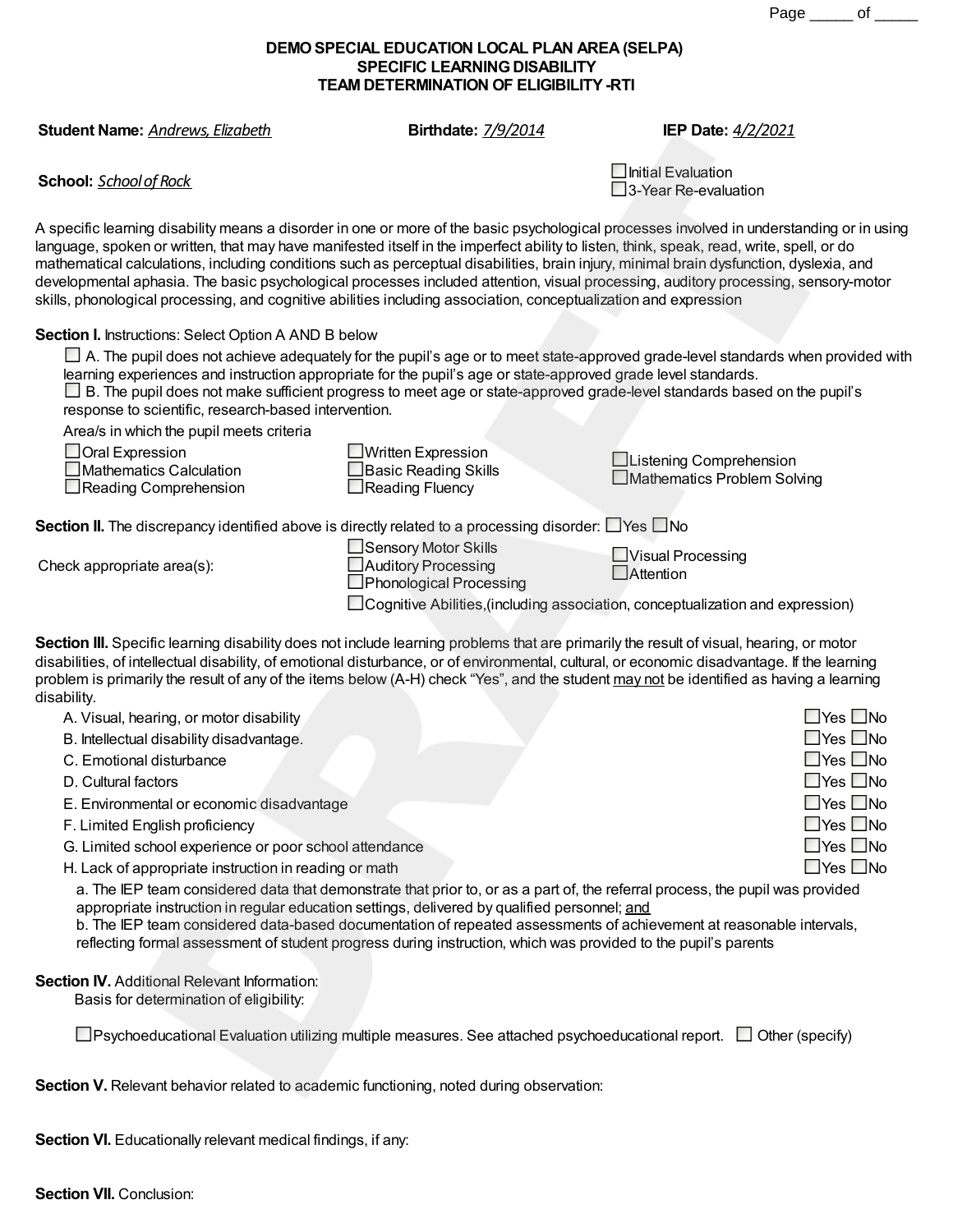**DEMO SPECIAL EDUCATION LOCAL PLAN AREA (SELPA)**
**SPECIFIC LEARNING DISABILITY**
**TEAM DETERMINATION OF ELIGIBILITY -RTI**

**Student Name:** *Andrews, Elizabeth* **Birthdate:** *7/9/2014* **IEP Date:** *4/2/2021*

**School:** *School of Rock*

☐ Initial Evaluation
☐ 3-Year Re-evaluation

A specific learning disability means a disorder in one or more of the basic psychological processes involved in understanding or in using language, spoken or written, that may have manifested itself in the imperfect ability to listen, think, speak, read, write, spell, or do mathematical calculations, including conditions such as perceptual disabilities, brain injury, minimal brain dysfunction, dyslexia, and developmental aphasia. The basic psychological processes included attention, visual processing, auditory processing, sensory-motor skills, phonological processing, and cognitive abilities including association, conceptualization and expression

**Section I.** Instructions: Select Option A AND B below

☐ A. The pupil does not achieve adequately for the pupil's age or to meet state-approved grade-level standards when provided with learning experiences and instruction appropriate for the pupil's age or state-approved grade level standards.
☐ B. The pupil does not make sufficient progress to meet age or state-approved grade-level standards based on the pupil's response to scientific, research-based intervention.

Area/s in which the pupil meets criteria

☐ Oral Expression
☐ Mathematics Calculation
☐ Reading Comprehension
☐ Written Expression
☐ Basic Reading Skills
☐ Reading Fluency
☐ Listening Comprehension
☐ Mathematics Problem Solving

**Section II.** The discrepancy identified above is directly related to a processing disorder: ☐ Yes ☐ No

Check appropriate area(s):

☐ Sensory Motor Skills
☐ Auditory Processing
☐ Phonological Processing
☐ Visual Processing
☐ Attention
☐ Cognitive Abilities,(including association, conceptualization and expression)

**Section III.** Specific learning disability does not include learning problems that are primarily the result of visual, hearing, or motor disabilities, of intellectual disability, of emotional disturbance, or of environmental, cultural, or economic disadvantage. If the learning problem is primarily the result of any of the items below (A-H) check "Yes", and the student may not be identified as having a learning disability.

A. Visual, hearing, or motor disability ☐ Yes ☐ No
B. Intellectual disability disadvantage. ☐ Yes ☐ No
C. Emotional disturbance ☐ Yes ☐ No
D. Cultural factors ☐ Yes ☐ No
E. Environmental or economic disadvantage ☐ Yes ☐ No
F. Limited English proficiency ☐ Yes ☐ No
G. Limited school experience or poor school attendance ☐ Yes ☐ No
H. Lack of appropriate instruction in reading or math ☐ Yes ☐ No

a. The IEP team considered data that demonstrate that prior to, or as a part of, the referral process, the pupil was provided appropriate instruction in regular education settings, delivered by qualified personnel; and
b. The IEP team considered data-based documentation of repeated assessments of achievement at reasonable intervals, reflecting formal assessment of student progress during instruction, which was provided to the pupil's parents

**Section IV.** Additional Relevant Information:
Basis for determination of eligibility:

☐ Psychoeducational Evaluation utilizing multiple measures. See attached psychoeducational report. ☐ Other (specify)

**Section V.** Relevant behavior related to academic functioning, noted during observation:

**Section VI.** Educationally relevant medical findings, if any:

**Section VII.** Conclusion: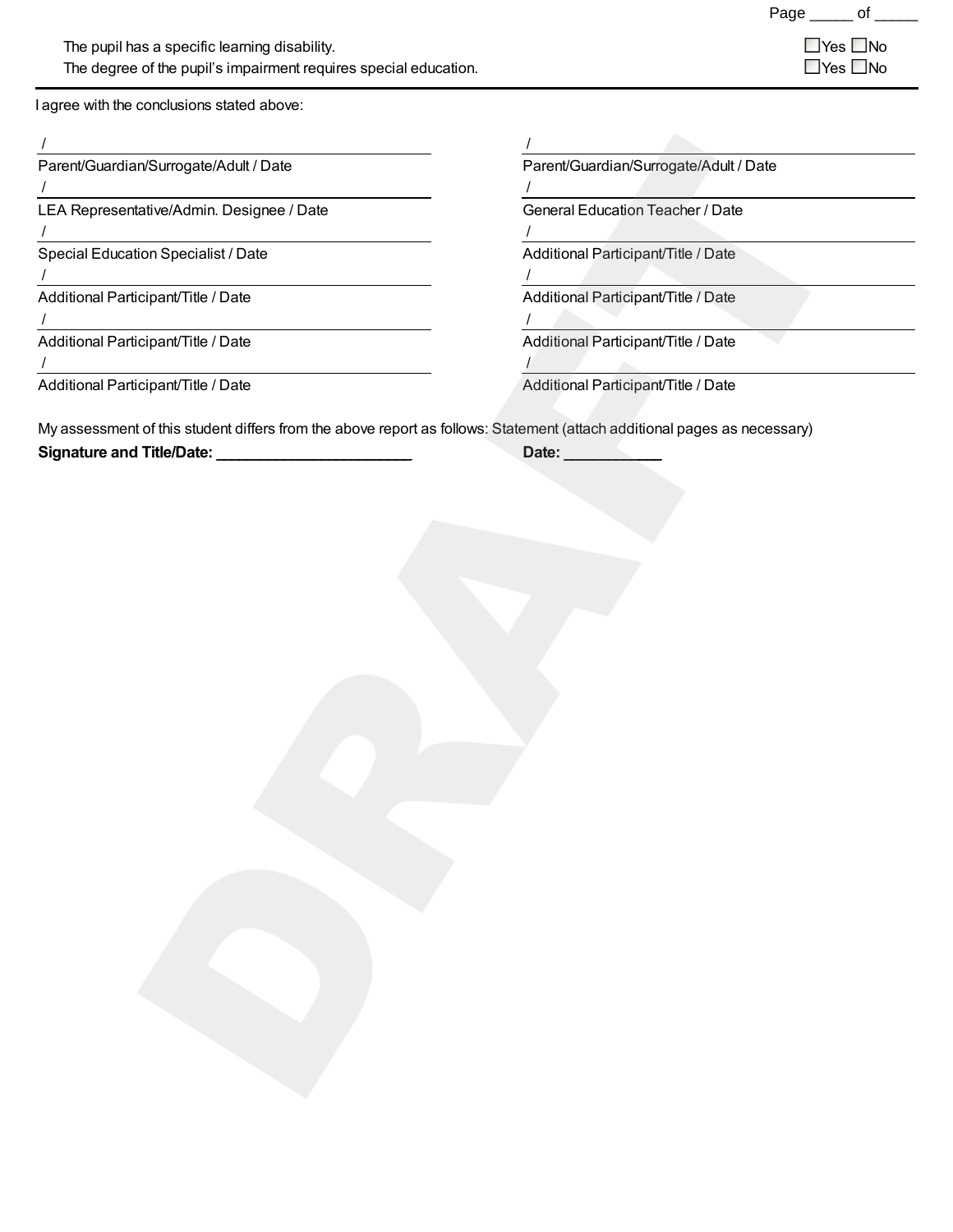The pupil has a specific learning disability. ☐Yes ☐No
The degree of the pupil's impairment requires special education. ☐Yes ☐No

I agree with the conclusions stated above:

| | |
|---|---|
| / | / |
| Parent/Guardian/Surrogate/Adult / Date | Parent/Guardian/Surrogate/Adult / Date |
| / | / |
| LEA Representative/Admin. Designee / Date | General Education Teacher / Date |
| / | / |
| Special Education Specialist / Date | Additional Participant/Title / Date |
| / | / |
| Additional Participant/Title / Date | Additional Participant/Title / Date |
| / | / |
| Additional Participant/Title / Date | Additional Participant/Title / Date |
| / | / |
| Additional Participant/Title / Date | Additional Participant/Title / Date |

My assessment of this student differs from the above report as follows: Statement (attach additional pages as necessary)

**Signature and Title/Date: ________________________** **Date: ____________**